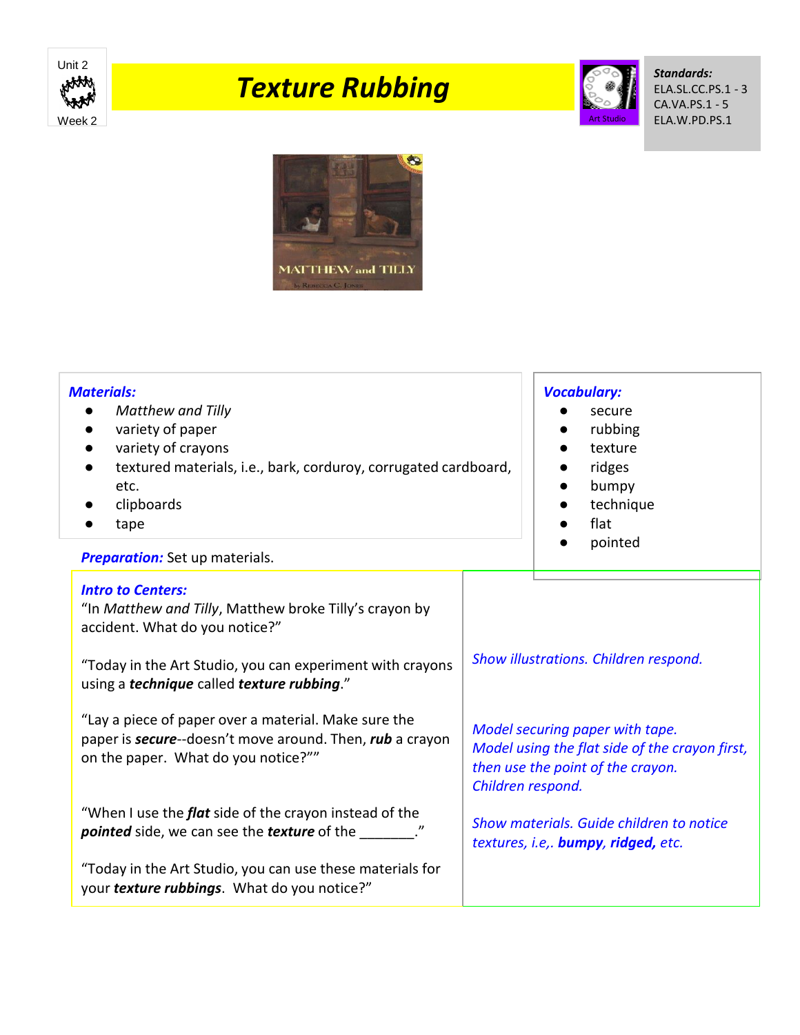Unit 2

Week 2

# Texture Rubbing

Art Studio

***Standards:***
ELA.SL.CC.PS.1 - 3
CA.VA.PS.1 - 5
ELA.W.PD.PS.1

***Materials:***

- *Matthew and Tilly*
- variety of paper
- variety of crayons
- textured materials, i.e., bark, corduroy, corrugated cardboard, etc.
- clipboards
- tape

***Vocabulary:***

- secure
- rubbing
- texture
- ridges
- bumpy
- technique
- flat
- pointed

***Preparation:*** Set up materials.

***Intro to Centers:***

| | |
|---|---|
| "In *Matthew and Tilly*, Matthew broke Tilly's crayon by accident. What do you notice?" | *Show illustrations. Children respond.* |
| "Today in the Art Studio, you can experiment with crayons using a ***technique*** called ***texture rubbing***." | |
| "Lay a piece of paper over a material. Make sure the paper is ***secure***--doesn't move around. Then, ***rub*** a crayon on the paper.  What do you notice?"" | *Model securing paper with tape.* *Model using the flat side of the crayon first, then use the point of the crayon.* *Children respond.* |
| "When I use the ***flat*** side of the crayon instead of the ***pointed*** side, we can see the ***texture*** of the _______." | *Show materials. Guide children to notice textures, i.e,.* ***bumpy**, **ridged,*** *etc.* |
| "Today in the Art Studio, you can use these materials for your ***texture rubbings***.  What do you notice?" | |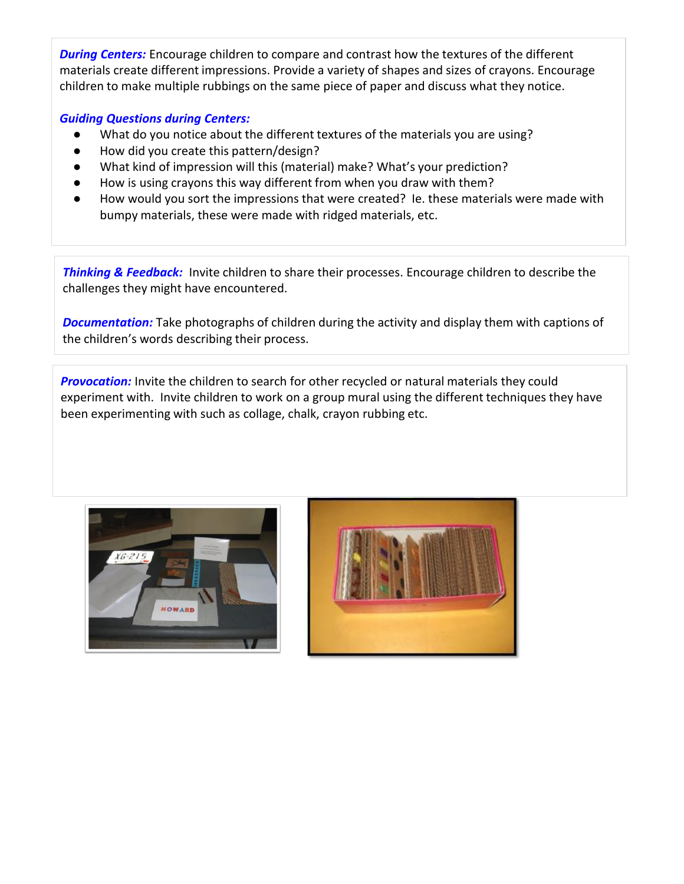***During Centers:*** Encourage children to compare and contrast how the textures of the different materials create different impressions. Provide a variety of shapes and sizes of crayons. Encourage children to make multiple rubbings on the same piece of paper and discuss what they notice.

***Guiding Questions during Centers:***

- What do you notice about the different textures of the materials you are using?
- How did you create this pattern/design?
- What kind of impression will this (material) make? What's your prediction?
- How is using crayons this way different from when you draw with them?
- How would you sort the impressions that were created? Ie. these materials were made with bumpy materials, these were made with ridged materials, etc.

***Thinking & Feedback:*** Invite children to share their processes. Encourage children to describe the challenges they might have encountered.

***Documentation:*** Take photographs of children during the activity and display them with captions of the children's words describing their process.

***Provocation:*** Invite the children to search for other recycled or natural materials they could experiment with. Invite children to work on a group mural using the different techniques they have been experimenting with such as collage, chalk, crayon rubbing etc.